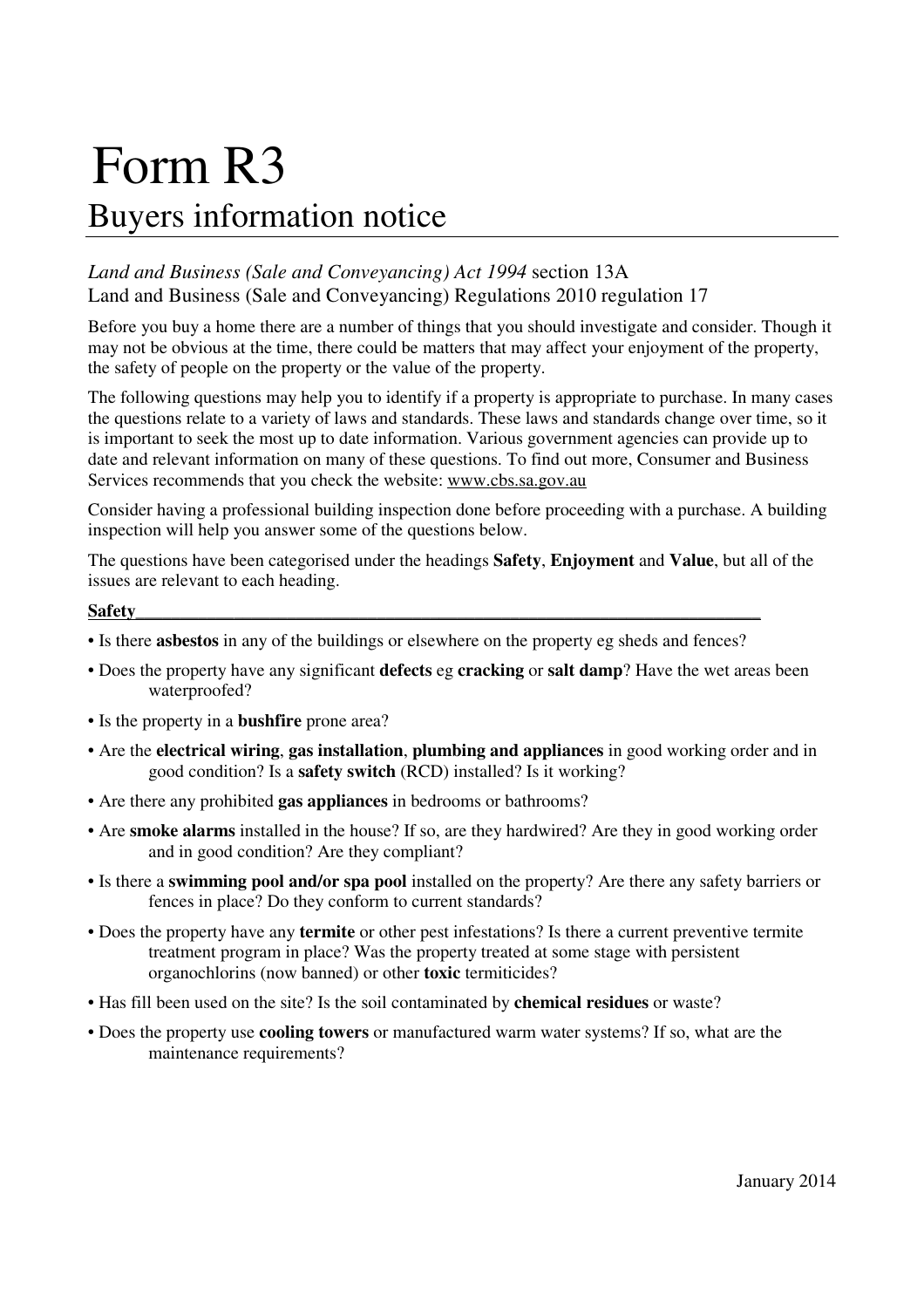# Form R3

## Buyers information notice

*Land and Business (Sale and Conveyancing) Act 1994* section 13A
Land and Business (Sale and Conveyancing) Regulations 2010 regulation 17

Before you buy a home there are a number of things that you should investigate and consider. Though it may not be obvious at the time, there could be matters that may affect your enjoyment of the property, the safety of people on the property or the value of the property.

The following questions may help you to identify if a property is appropriate to purchase. In many cases the questions relate to a variety of laws and standards. These laws and standards change over time, so it is important to seek the most up to date information. Various government agencies can provide up to date and relevant information on many of these questions. To find out more, Consumer and Business Services recommends that you check the website: www.cbs.sa.gov.au

Consider having a professional building inspection done before proceeding with a purchase. A building inspection will help you answer some of the questions below.

The questions have been categorised under the headings **Safety**, **Enjoyment** and **Value**, but all of the issues are relevant to each heading.

### Safety

- Is there **asbestos** in any of the buildings or elsewhere on the property eg sheds and fences?
- Does the property have any significant **defects** eg **cracking** or **salt damp**? Have the wet areas been waterproofed?
- Is the property in a **bushfire** prone area?
- Are the **electrical wiring**, **gas installation**, **plumbing and appliances** in good working order and in good condition? Is a **safety switch** (RCD) installed? Is it working?
- Are there any prohibited **gas appliances** in bedrooms or bathrooms?
- Are **smoke alarms** installed in the house? If so, are they hardwired? Are they in good working order and in good condition? Are they compliant?
- Is there a **swimming pool and/or spa pool** installed on the property? Are there any safety barriers or fences in place? Do they conform to current standards?
- Does the property have any **termite** or other pest infestations? Is there a current preventive termite treatment program in place? Was the property treated at some stage with persistent organochlorins (now banned) or other **toxic** termiticides?
- Has fill been used on the site? Is the soil contaminated by **chemical residues** or waste?
- Does the property use **cooling towers** or manufactured warm water systems? If so, what are the maintenance requirements?

January 2014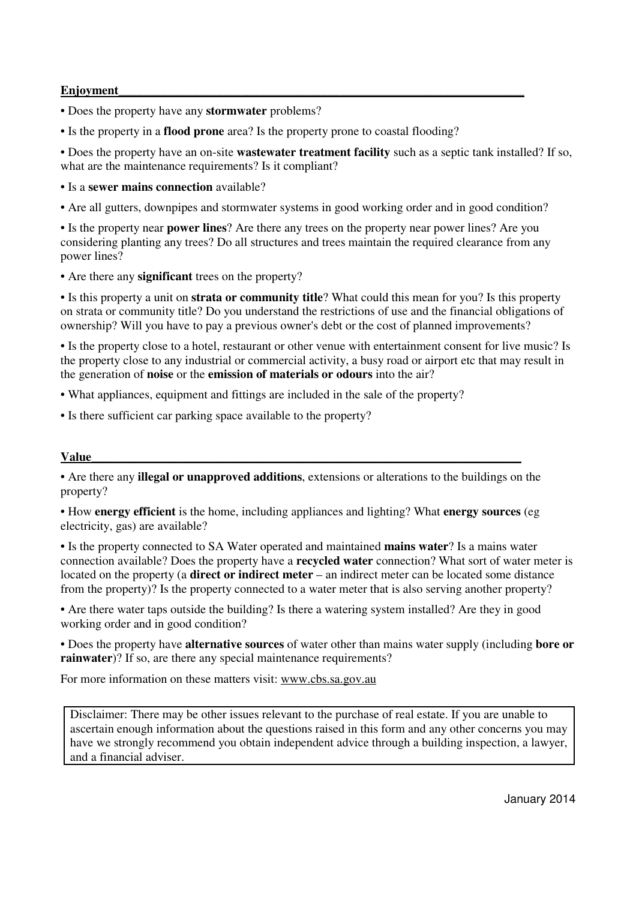## Enjoyment

- Does the property have any **stormwater** problems?
- Is the property in a **flood prone** area? Is the property prone to coastal flooding?
- Does the property have an on-site **wastewater treatment facility** such as a septic tank installed? If so, what are the maintenance requirements? Is it compliant?
- Is a **sewer mains connection** available?
- Are all gutters, downpipes and stormwater systems in good working order and in good condition?
- Is the property near **power lines**? Are there any trees on the property near power lines? Are you considering planting any trees? Do all structures and trees maintain the required clearance from any power lines?
- Are there any **significant** trees on the property?
- Is this property a unit on **strata or community title**? What could this mean for you? Is this property on strata or community title? Do you understand the restrictions of use and the financial obligations of ownership? Will you have to pay a previous owner's debt or the cost of planned improvements?
- Is the property close to a hotel, restaurant or other venue with entertainment consent for live music? Is the property close to any industrial or commercial activity, a busy road or airport etc that may result in the generation of **noise** or the **emission of materials or odours** into the air?
- What appliances, equipment and fittings are included in the sale of the property?
- Is there sufficient car parking space available to the property?

## Value

- Are there any **illegal or unapproved additions**, extensions or alterations to the buildings on the property?
- How **energy efficient** is the home, including appliances and lighting? What **energy sources** (eg electricity, gas) are available?
- Is the property connected to SA Water operated and maintained **mains water**? Is a mains water connection available? Does the property have a **recycled water** connection? What sort of water meter is located on the property (a **direct or indirect meter** – an indirect meter can be located some distance from the property)? Is the property connected to a water meter that is also serving another property?
- Are there water taps outside the building? Is there a watering system installed? Are they in good working order and in good condition?
- Does the property have **alternative sources** of water other than mains water supply (including **bore or rainwater**)? If so, are there any special maintenance requirements?

For more information on these matters visit: www.cbs.sa.gov.au

> Disclaimer: There may be other issues relevant to the purchase of real estate. If you are unable to ascertain enough information about the questions raised in this form and any other concerns you may have we strongly recommend you obtain independent advice through a building inspection, a lawyer, and a financial adviser.

January 2014